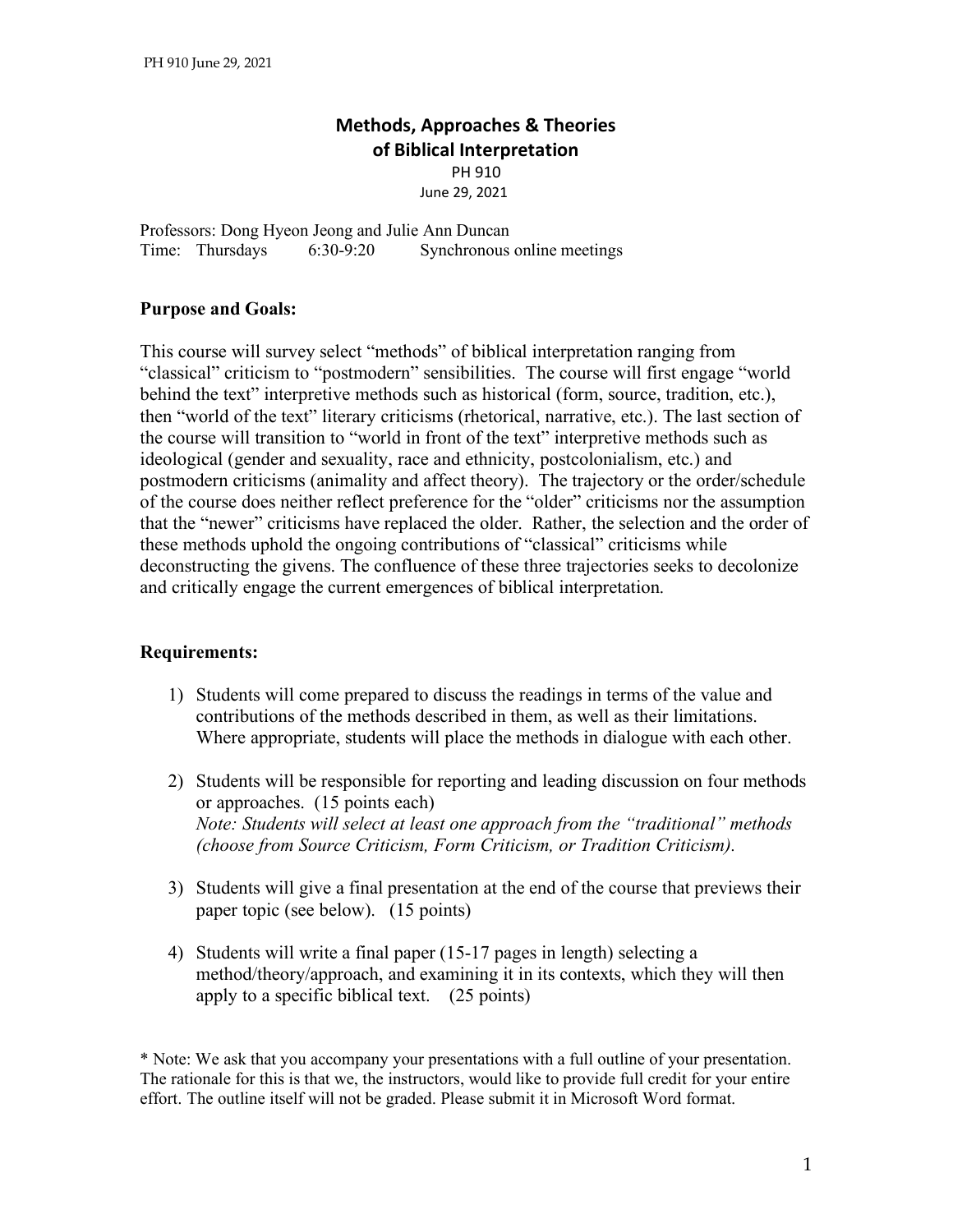# Methods, Approaches & Theories of Biblical Interpretation

PH 910

June 29, 2021

Professors: Dong Hyeon Jeong and Julie Ann Duncan
Time: Thursdays 6:30-9:20 Synchronous online meetings

## Purpose and Goals:

This course will survey select "methods" of biblical interpretation ranging from "classical" criticism to "postmodern" sensibilities. The course will first engage "world behind the text" interpretive methods such as historical (form, source, tradition, etc.), then "world of the text" literary criticisms (rhetorical, narrative, etc.). The last section of the course will transition to "world in front of the text" interpretive methods such as ideological (gender and sexuality, race and ethnicity, postcolonialism, etc.) and postmodern criticisms (animality and affect theory). The trajectory or the order/schedule of the course does neither reflect preference for the "older" criticisms nor the assumption that the "newer" criticisms have replaced the older. Rather, the selection and the order of these methods uphold the ongoing contributions of "classical" criticisms while deconstructing the givens. The confluence of these three trajectories seeks to decolonize and critically engage the current emergences of biblical interpretation.

## Requirements:

1) Students will come prepared to discuss the readings in terms of the value and contributions of the methods described in them, as well as their limitations. Where appropriate, students will place the methods in dialogue with each other.

2) Students will be responsible for reporting and leading discussion on four methods or approaches. (15 points each)
*Note: Students will select at least one approach from the "traditional" methods (choose from Source Criticism, Form Criticism, or Tradition Criticism).*

3) Students will give a final presentation at the end of the course that previews their paper topic (see below). (15 points)

4) Students will write a final paper (15-17 pages in length) selecting a method/theory/approach, and examining it in its contexts, which they will then apply to a specific biblical text. (25 points)

\* Note: We ask that you accompany your presentations with a full outline of your presentation. The rationale for this is that we, the instructors, would like to provide full credit for your entire effort. The outline itself will not be graded. Please submit it in Microsoft Word format.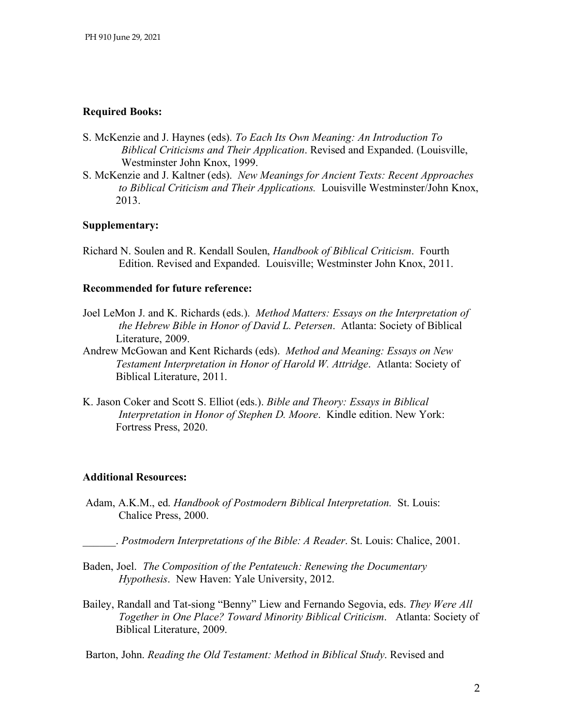**Required Books:**

S. McKenzie and J. Haynes (eds). *To Each Its Own Meaning: An Introduction To Biblical Criticisms and Their Application*. Revised and Expanded. (Louisville, Westminster John Knox, 1999.

S. McKenzie and J. Kaltner (eds). *New Meanings for Ancient Texts: Recent Approaches to Biblical Criticism and Their Applications.* Louisville Westminster/John Knox, 2013.

**Supplementary:**

Richard N. Soulen and R. Kendall Soulen, *Handbook of Biblical Criticism*. Fourth Edition. Revised and Expanded. Louisville; Westminster John Knox, 2011.

**Recommended for future reference:**

Joel LeMon J. and K. Richards (eds.). *Method Matters: Essays on the Interpretation of the Hebrew Bible in Honor of David L. Petersen*. Atlanta: Society of Biblical Literature, 2009.

Andrew McGowan and Kent Richards (eds). *Method and Meaning: Essays on New Testament Interpretation in Honor of Harold W. Attridge*. Atlanta: Society of Biblical Literature, 2011.

K. Jason Coker and Scott S. Elliot (eds.). *Bible and Theory: Essays in Biblical Interpretation in Honor of Stephen D. Moore*. Kindle edition. New York: Fortress Press, 2020.

**Additional Resources:**

Adam, A.K.M., ed. *Handbook of Postmodern Biblical Interpretation.* St. Louis: Chalice Press, 2000.

______. *Postmodern Interpretations of the Bible: A Reader*. St. Louis: Chalice, 2001.

Baden, Joel. *The Composition of the Pentateuch: Renewing the Documentary Hypothesis*. New Haven: Yale University, 2012.

Bailey, Randall and Tat-siong "Benny" Liew and Fernando Segovia, eds. *They Were All Together in One Place? Toward Minority Biblical Criticism*. Atlanta: Society of Biblical Literature, 2009.

Barton, John. *Reading the Old Testament: Method in Biblical Study*. Revised and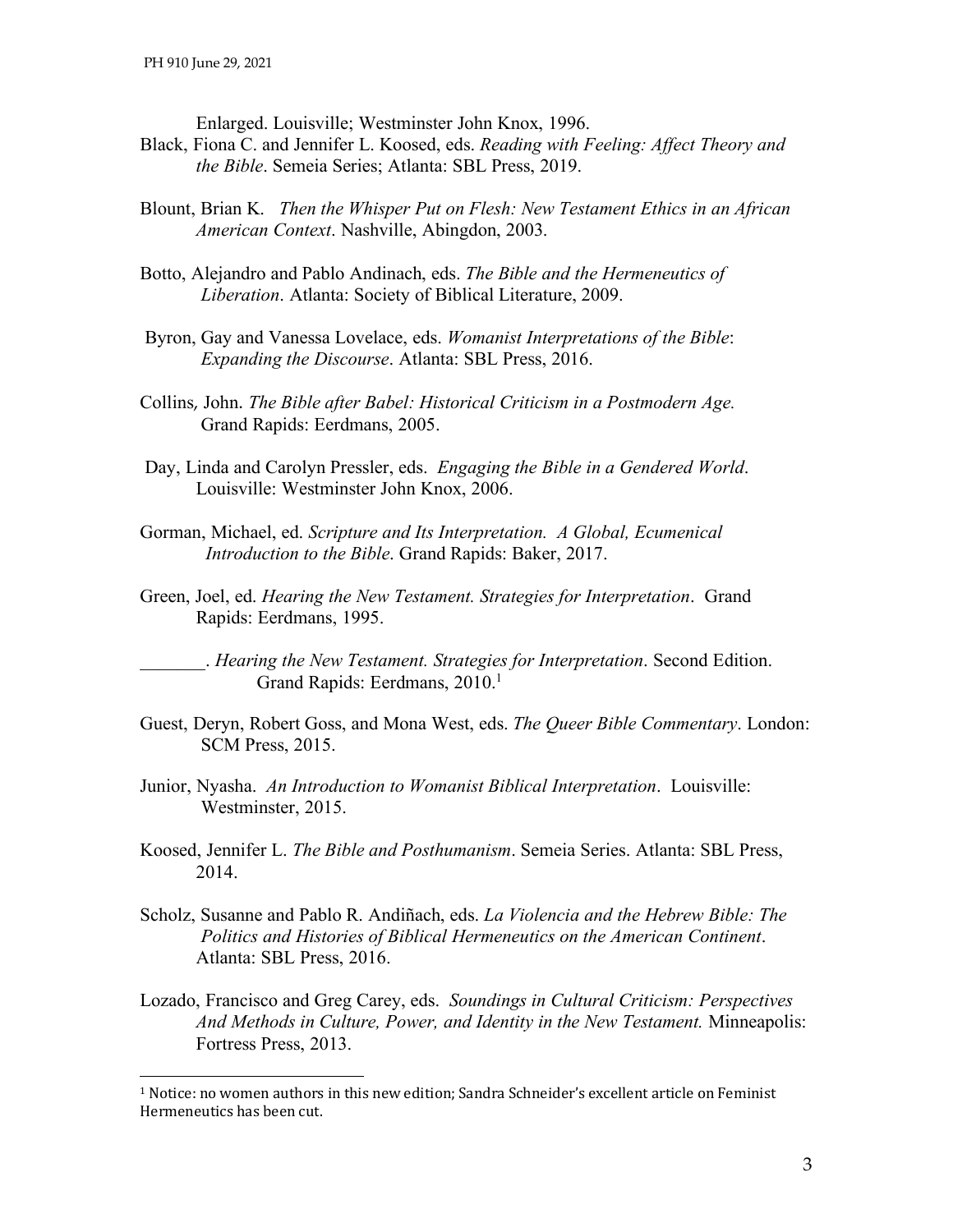Enlarged. Louisville; Westminster John Knox, 1996.

Black, Fiona C. and Jennifer L. Koosed, eds. *Reading with Feeling: Affect Theory and the Bible*. Semeia Series; Atlanta: SBL Press, 2019.

Blount, Brian K. *Then the Whisper Put on Flesh: New Testament Ethics in an African American Context*. Nashville, Abingdon, 2003.

Botto, Alejandro and Pablo Andinach, eds. *The Bible and the Hermeneutics of Liberation*. Atlanta: Society of Biblical Literature, 2009.

Byron, Gay and Vanessa Lovelace, eds. *Womanist Interpretations of the Bible*: *Expanding the Discourse*. Atlanta: SBL Press, 2016.

Collins, John. *The Bible after Babel: Historical Criticism in a Postmodern Age.* Grand Rapids: Eerdmans, 2005.

Day, Linda and Carolyn Pressler, eds. *Engaging the Bible in a Gendered World*. Louisville: Westminster John Knox, 2006.

Gorman, Michael, ed. *Scripture and Its Interpretation. A Global, Ecumenical Introduction to the Bible*. Grand Rapids: Baker, 2017.

Green, Joel, ed. *Hearing the New Testament. Strategies for Interpretation*. Grand Rapids: Eerdmans, 1995.

_______. *Hearing the New Testament. Strategies for Interpretation*. Second Edition. Grand Rapids: Eerdmans, 2010.[1]

Guest, Deryn, Robert Goss, and Mona West, eds. *The Queer Bible Commentary*. London: SCM Press, 2015.

Junior, Nyasha. *An Introduction to Womanist Biblical Interpretation*. Louisville: Westminster, 2015.

Koosed, Jennifer L. *The Bible and Posthumanism*. Semeia Series. Atlanta: SBL Press, 2014.

Scholz, Susanne and Pablo R. Andiñach, eds. *La Violencia and the Hebrew Bible: The Politics and Histories of Biblical Hermeneutics on the American Continent*. Atlanta: SBL Press, 2016.

Lozado, Francisco and Greg Carey, eds. *Soundings in Cultural Criticism: Perspectives And Methods in Culture, Power, and Identity in the New Testament.* Minneapolis: Fortress Press, 2013.

---

[1] Notice: no women authors in this new edition; Sandra Schneider's excellent article on Feminist Hermeneutics has been cut.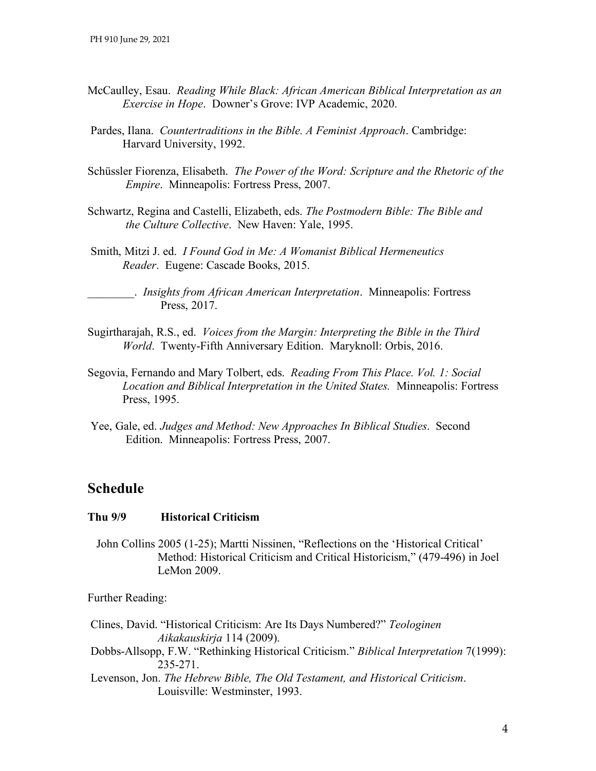McCaulley, Esau. *Reading While Black: African American Biblical Interpretation as an Exercise in Hope*. Downer's Grove: IVP Academic, 2020.

Pardes, Ilana. *Countertraditions in the Bible. A Feminist Approach*. Cambridge: Harvard University, 1992.

Schüssler Fiorenza, Elisabeth. *The Power of the Word: Scripture and the Rhetoric of the Empire*. Minneapolis: Fortress Press, 2007.

Schwartz, Regina and Castelli, Elizabeth, eds. *The Postmodern Bible: The Bible and the Culture Collective*. New Haven: Yale, 1995.

Smith, Mitzi J. ed. *I Found God in Me: A Womanist Biblical Hermeneutics Reader*. Eugene: Cascade Books, 2015.

________. *Insights from African American Interpretation*. Minneapolis: Fortress Press, 2017.

Sugirtharajah, R.S., ed. *Voices from the Margin: Interpreting the Bible in the Third World*. Twenty-Fifth Anniversary Edition. Maryknoll: Orbis, 2016.

Segovia, Fernando and Mary Tolbert, eds. *Reading From This Place. Vol. 1: Social Location and Biblical Interpretation in the United States.* Minneapolis: Fortress Press, 1995.

Yee, Gale, ed. *Judges and Method: New Approaches In Biblical Studies*. Second Edition. Minneapolis: Fortress Press, 2007.

## Schedule

**Thu 9/9 Historical Criticism**

John Collins 2005 (1-25); Martti Nissinen, "Reflections on the 'Historical Critical' Method: Historical Criticism and Critical Historicism," (479-496) in Joel LeMon 2009.

Further Reading:

Clines, David. "Historical Criticism: Are Its Days Numbered?" *Teologinen Aikakauskirja* 114 (2009).

Dobbs-Allsopp, F.W. "Rethinking Historical Criticism." *Biblical Interpretation* 7(1999): 235-271.

Levenson, Jon. *The Hebrew Bible, The Old Testament, and Historical Criticism*. Louisville: Westminster, 1993.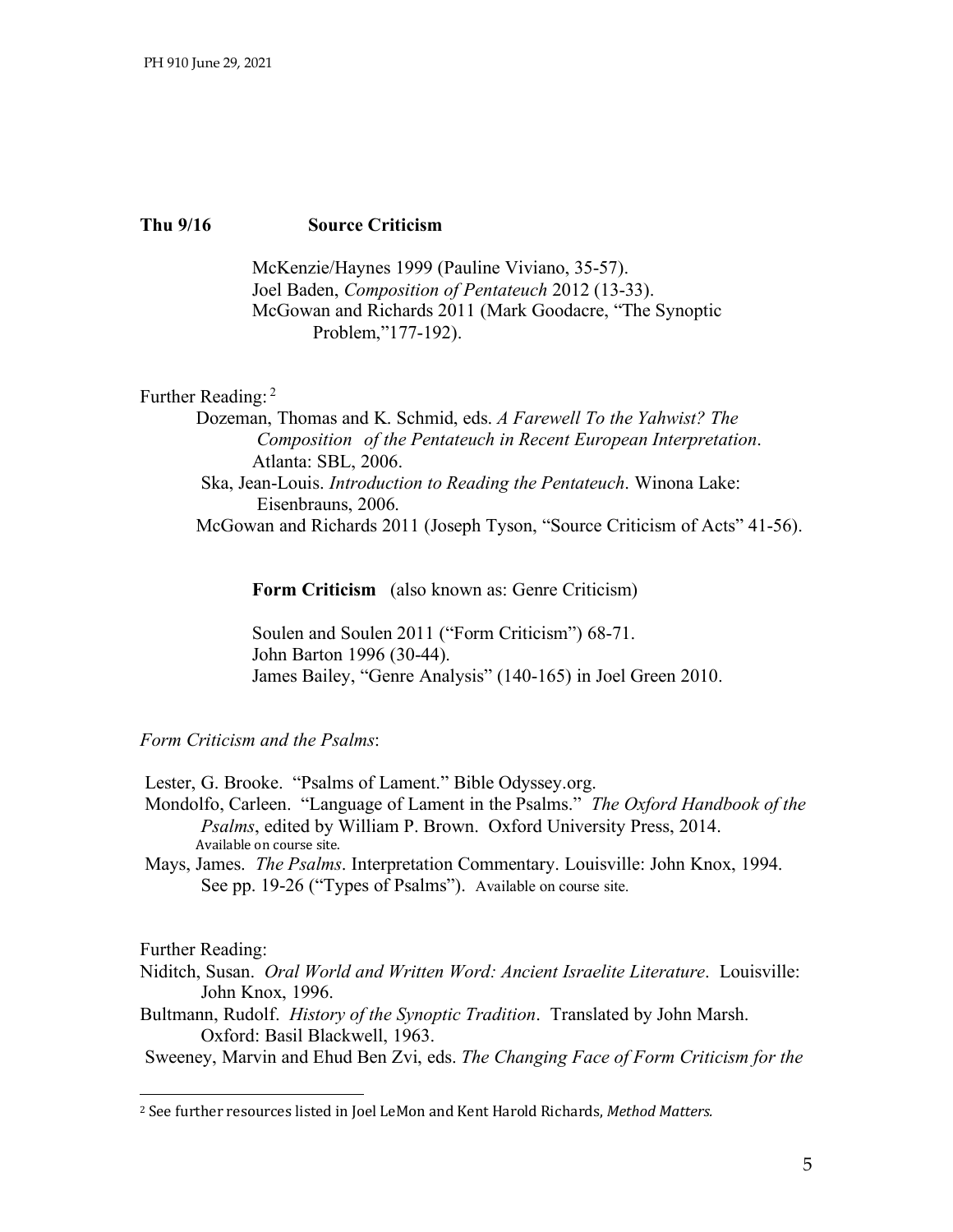**Thu 9/16 Source Criticism**

McKenzie/Haynes 1999 (Pauline Viviano, 35-57).
Joel Baden, *Composition of Pentateuch* 2012 (13-33).
McGowan and Richards 2011 (Mark Goodacre, "The Synoptic Problem,"177-192).

Further Reading: [2]

Dozeman, Thomas and K. Schmid, eds. *A Farewell To the Yahwist? The Composition of the Pentateuch in Recent European Interpretation*. Atlanta: SBL, 2006.
Ska, Jean-Louis. *Introduction to Reading the Pentateuch*. Winona Lake: Eisenbrauns, 2006.
McGowan and Richards 2011 (Joseph Tyson, "Source Criticism of Acts" 41-56).

**Form Criticism** (also known as: Genre Criticism)

Soulen and Soulen 2011 ("Form Criticism") 68-71.
John Barton 1996 (30-44).
James Bailey, "Genre Analysis" (140-165) in Joel Green 2010.

*Form Criticism and the Psalms*:

Lester, G. Brooke. "Psalms of Lament." Bible Odyssey.org.
Mondolfo, Carleen. "Language of Lament in the Psalms." *The Oxford Handbook of the Psalms*, edited by William P. Brown. Oxford University Press, 2014. Available on course site.
Mays, James. *The Psalms*. Interpretation Commentary. Louisville: John Knox, 1994. See pp. 19-26 ("Types of Psalms"). Available on course site.

Further Reading:
Niditch, Susan. *Oral World and Written Word: Ancient Israelite Literature*. Louisville: John Knox, 1996.
Bultmann, Rudolf. *History of the Synoptic Tradition*. Translated by John Marsh. Oxford: Basil Blackwell, 1963.
Sweeney, Marvin and Ehud Ben Zvi, eds. *The Changing Face of Form Criticism for the*

---

[2] See further resources listed in Joel LeMon and Kent Harold Richards, *Method Matters*.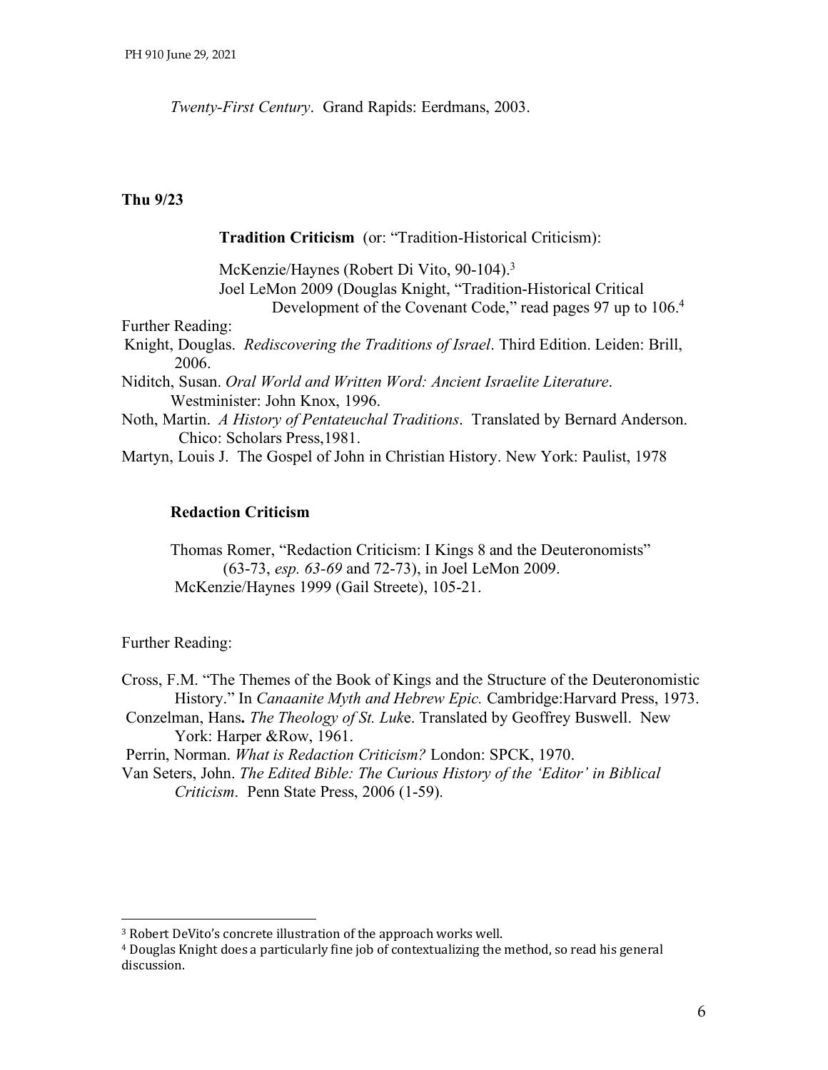*Twenty-First Century*. Grand Rapids: Eerdmans, 2003.

**Thu 9/23**

**Tradition Criticism** (or: "Tradition-Historical Criticism):

McKenzie/Haynes (Robert Di Vito, 90-104).[3]
Joel LeMon 2009 (Douglas Knight, "Tradition-Historical Critical Development of the Covenant Code," read pages 97 up to 106.[4]

Further Reading:

Knight, Douglas. *Rediscovering the Traditions of Israel*. Third Edition. Leiden: Brill, 2006.

Niditch, Susan. *Oral World and Written Word: Ancient Israelite Literature*. Westminister: John Knox, 1996.

Noth, Martin. *A History of Pentateuchal Traditions*. Translated by Bernard Anderson. Chico: Scholars Press,1981.

Martyn, Louis J. The Gospel of John in Christian History. New York: Paulist, 1978

**Redaction Criticism**

Thomas Romer, "Redaction Criticism: I Kings 8 and the Deuteronomists" (63-73, *esp. 63-69* and 72-73), in Joel LeMon 2009.
McKenzie/Haynes 1999 (Gail Streete), 105-21.

Further Reading:

Cross, F.M. "The Themes of the Book of Kings and the Structure of the Deuteronomistic History." In *Canaanite Myth and Hebrew Epic.* Cambridge:Harvard Press, 1973.

Conzelman, Hans**.** *The Theology of St. Luk*e. Translated by Geoffrey Buswell. New York: Harper &Row, 1961.

Perrin, Norman. *What is Redaction Criticism?* London: SPCK, 1970.

Van Seters, John. *The Edited Bible: The Curious History of the 'Editor' in Biblical Criticism*. Penn State Press, 2006 (1-59).

---

[3] Robert DeVito's concrete illustration of the approach works well.

[4] Douglas Knight does a particularly fine job of contextualizing the method, so read his general discussion.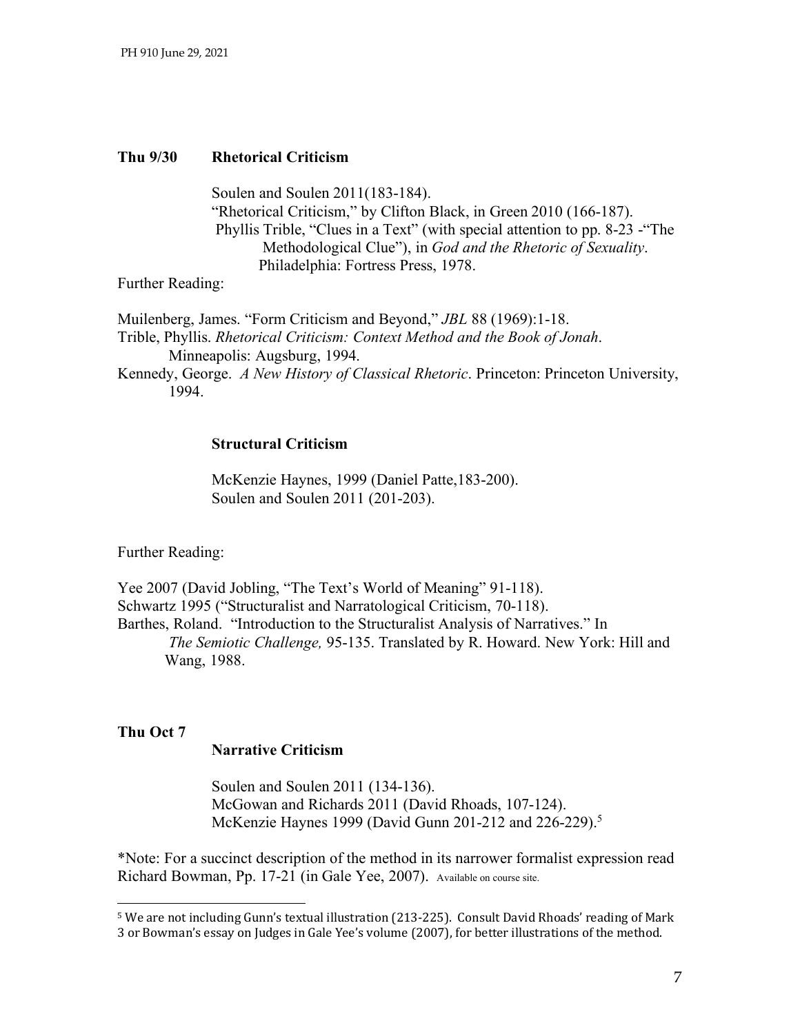**Thu 9/30 Rhetorical Criticism**

Soulen and Soulen 2011(183-184).
"Rhetorical Criticism," by Clifton Black, in Green 2010 (166-187).
Phyllis Trible, "Clues in a Text" (with special attention to pp. 8-23 -"The Methodological Clue"), in *God and the Rhetoric of Sexuality*. Philadelphia: Fortress Press, 1978.

Further Reading:

Muilenberg, James. "Form Criticism and Beyond," *JBL* 88 (1969):1-18.
Trible, Phyllis. *Rhetorical Criticism: Context Method and the Book of Jonah*. Minneapolis: Augsburg, 1994.
Kennedy, George. *A New History of Classical Rhetoric*. Princeton: Princeton University, 1994.

**Structural Criticism**

McKenzie Haynes, 1999 (Daniel Patte,183-200).
Soulen and Soulen 2011 (201-203).

Further Reading:

Yee 2007 (David Jobling, "The Text's World of Meaning" 91-118).
Schwartz 1995 ("Structuralist and Narratological Criticism, 70-118).
Barthes, Roland. "Introduction to the Structuralist Analysis of Narratives." In *The Semiotic Challenge,* 95-135. Translated by R. Howard. New York: Hill and Wang, 1988.

**Thu Oct 7**

**Narrative Criticism**

Soulen and Soulen 2011 (134-136).
McGowan and Richards 2011 (David Rhoads, 107-124).
McKenzie Haynes 1999 (David Gunn 201-212 and 226-229).[5]

*Note: For a succinct description of the method in its narrower formalist expression read Richard Bowman, Pp. 17-21 (in Gale Yee, 2007). Available on course site.

[5] We are not including Gunn's textual illustration (213-225). Consult David Rhoads' reading of Mark 3 or Bowman's essay on Judges in Gale Yee's volume (2007), for better illustrations of the method.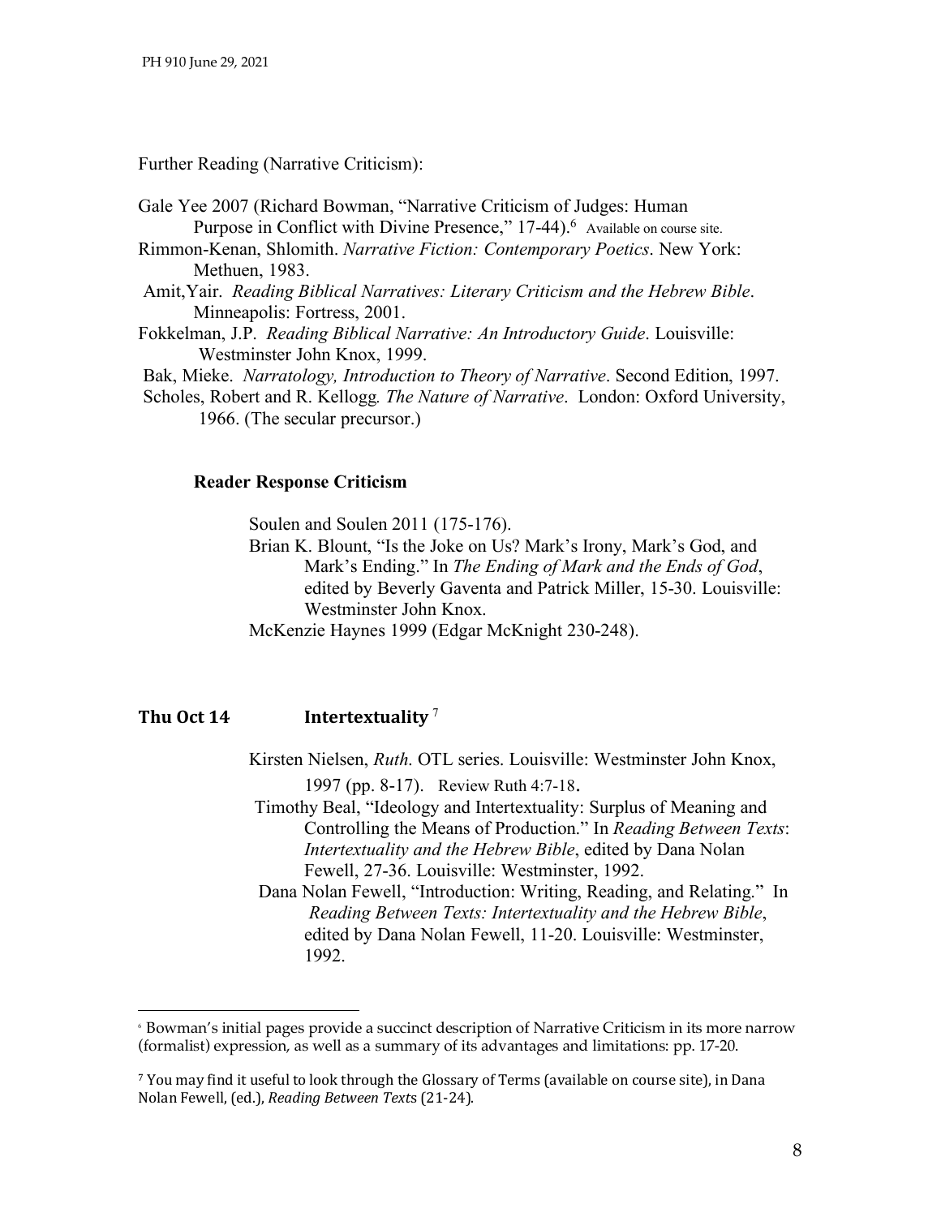Further Reading (Narrative Criticism):

Gale Yee 2007 (Richard Bowman, "Narrative Criticism of Judges: Human Purpose in Conflict with Divine Presence," 17-44).[6] Available on course site.

Rimmon-Kenan, Shlomith. *Narrative Fiction: Contemporary Poetics*. New York: Methuen, 1983.

Amit,Yair. *Reading Biblical Narratives: Literary Criticism and the Hebrew Bible*. Minneapolis: Fortress, 2001.

Fokkelman, J.P. *Reading Biblical Narrative: An Introductory Guide*. Louisville: Westminster John Knox, 1999.

Bak, Mieke. *Narratology, Introduction to Theory of Narrative*. Second Edition, 1997.

Scholes, Robert and R. Kellogg. *The Nature of Narrative*. London: Oxford University, 1966. (The secular precursor.)

**Reader Response Criticism**

Soulen and Soulen 2011 (175-176).

Brian K. Blount, "Is the Joke on Us? Mark's Irony, Mark's God, and Mark's Ending." In *The Ending of Mark and the Ends of God*, edited by Beverly Gaventa and Patrick Miller, 15-30. Louisville: Westminster John Knox.

McKenzie Haynes 1999 (Edgar McKnight 230-248).

### Thu Oct 14 **Intertextuality**[7]

Kirsten Nielsen, *Ruth*. OTL series. Louisville: Westminster John Knox, 1997 (pp. 8-17). Review Ruth 4:7-18.

Timothy Beal, "Ideology and Intertextuality: Surplus of Meaning and Controlling the Means of Production." In *Reading Between Texts*: *Intertextuality and the Hebrew Bible*, edited by Dana Nolan Fewell, 27-36. Louisville: Westminster, 1992.

Dana Nolan Fewell, "Introduction: Writing, Reading, and Relating." In *Reading Between Texts: Intertextuality and the Hebrew Bible*, edited by Dana Nolan Fewell, 11-20. Louisville: Westminster, 1992.

---

[6] Bowman's initial pages provide a succinct description of Narrative Criticism in its more narrow (formalist) expression, as well as a summary of its advantages and limitations: pp. 17-20.

[7] You may find it useful to look through the Glossary of Terms (available on course site), in Dana Nolan Fewell, (ed.), *Reading Between Texts* (21-24).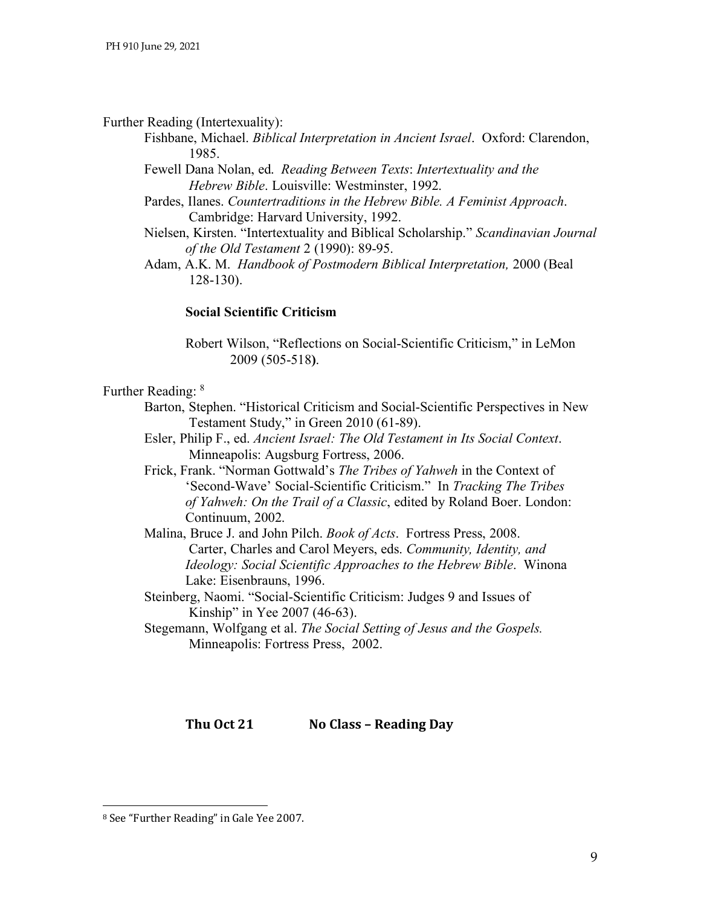Further Reading (Intertexuality):

Fishbane, Michael. *Biblical Interpretation in Ancient Israel*. Oxford: Clarendon, 1985.

Fewell Dana Nolan, ed. *Reading Between Texts*: *Intertextuality and the Hebrew Bible*. Louisville: Westminster, 1992.

Pardes, Ilanes. *Countertraditions in the Hebrew Bible. A Feminist Approach*. Cambridge: Harvard University, 1992.

Nielsen, Kirsten. "Intertextuality and Biblical Scholarship." *Scandinavian Journal of the Old Testament* 2 (1990): 89-95.

Adam, A.K. M. *Handbook of Postmodern Biblical Interpretation,* 2000 (Beal 128-130).

**Social Scientific Criticism**

Robert Wilson, "Reflections on Social-Scientific Criticism," in LeMon 2009 (505-518**)**.

Further Reading: [8]

Barton, Stephen. "Historical Criticism and Social-Scientific Perspectives in New Testament Study," in Green 2010 (61-89).

Esler, Philip F., ed. *Ancient Israel: The Old Testament in Its Social Context*. Minneapolis: Augsburg Fortress, 2006.

Frick, Frank. "Norman Gottwald's *The Tribes of Yahweh* in the Context of 'Second-Wave' Social-Scientific Criticism." In *Tracking The Tribes of Yahweh: On the Trail of a Classic*, edited by Roland Boer. London: Continuum, 2002.

Malina, Bruce J. and John Pilch. *Book of Acts*. Fortress Press, 2008. Carter, Charles and Carol Meyers, eds. *Community, Identity, and Ideology: Social Scientific Approaches to the Hebrew Bible*. Winona Lake: Eisenbrauns, 1996.

Steinberg, Naomi. "Social-Scientific Criticism: Judges 9 and Issues of Kinship" in Yee 2007 (46-63).

Stegemann, Wolfgang et al. *The Social Setting of Jesus and the Gospels.* Minneapolis: Fortress Press, 2002.

**Thu Oct 21 No Class – Reading Day**

[8] See "Further Reading" in Gale Yee 2007.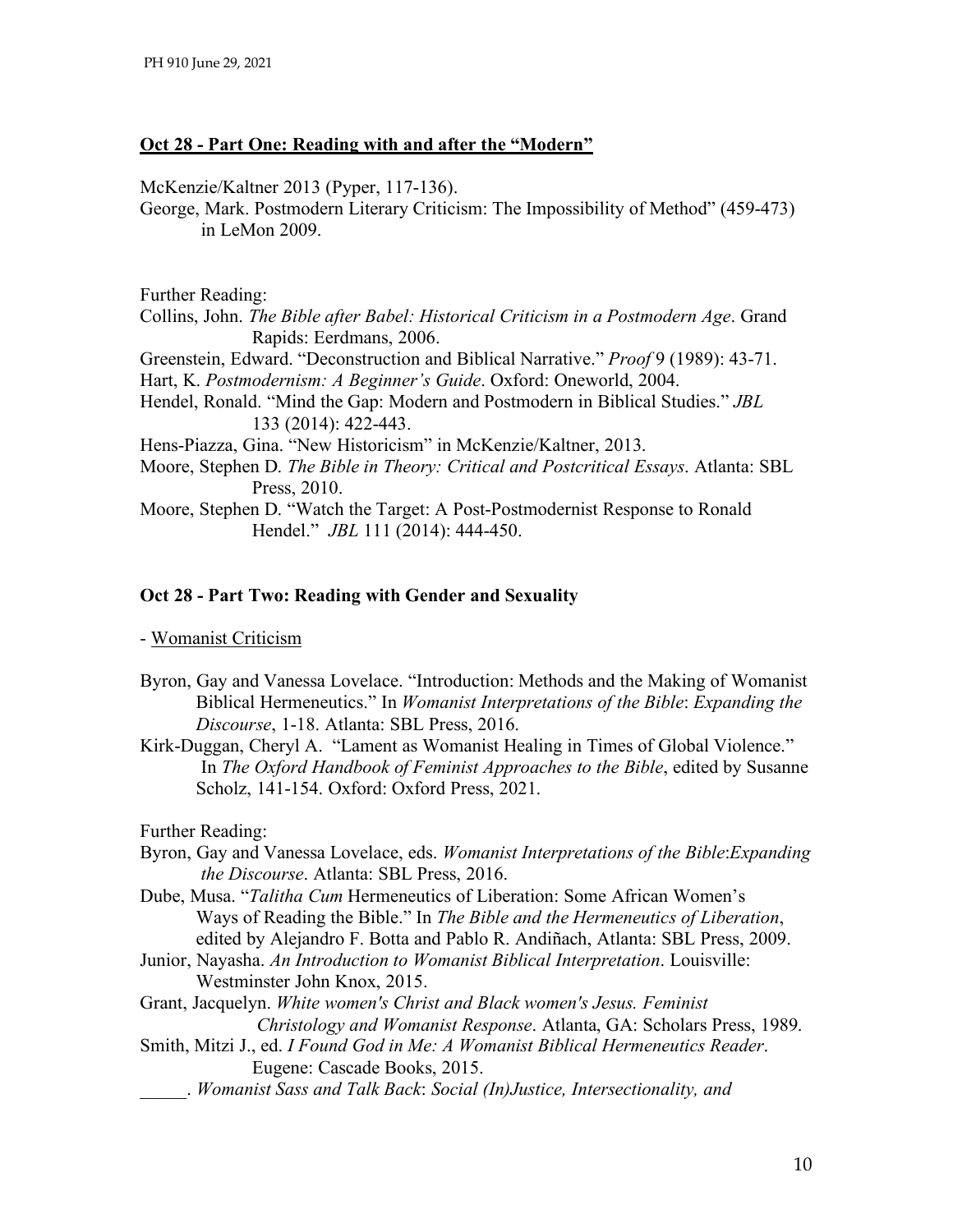## Oct 28 - Part One: Reading with and after the "Modern"

McKenzie/Kaltner 2013 (Pyper, 117-136).

George, Mark. Postmodern Literary Criticism: The Impossibility of Method" (459-473) in LeMon 2009.

Further Reading:

Collins, John. *The Bible after Babel: Historical Criticism in a Postmodern Age*. Grand Rapids: Eerdmans, 2006.

Greenstein, Edward. "Deconstruction and Biblical Narrative." *Proof* 9 (1989): 43-71.

Hart, K. *Postmodernism: A Beginner's Guide*. Oxford: Oneworld, 2004.

Hendel, Ronald. "Mind the Gap: Modern and Postmodern in Biblical Studies." *JBL* 133 (2014): 422-443.

Hens-Piazza, Gina. "New Historicism" in McKenzie/Kaltner, 2013.

Moore, Stephen D. *The Bible in Theory: Critical and Postcritical Essays*. Atlanta: SBL Press, 2010.

Moore, Stephen D. "Watch the Target: A Post-Postmodernist Response to Ronald Hendel." *JBL* 111 (2014): 444-450.

## Oct 28 - Part Two: Reading with Gender and Sexuality

- Womanist Criticism

Byron, Gay and Vanessa Lovelace. "Introduction: Methods and the Making of Womanist Biblical Hermeneutics." In *Womanist Interpretations of the Bible*: *Expanding the Discourse*, 1-18. Atlanta: SBL Press, 2016.

Kirk-Duggan, Cheryl A. "Lament as Womanist Healing in Times of Global Violence." In *The Oxford Handbook of Feminist Approaches to the Bible*, edited by Susanne Scholz, 141-154. Oxford: Oxford Press, 2021.

Further Reading:

Byron, Gay and Vanessa Lovelace, eds. *Womanist Interpretations of the Bible*:*Expanding the Discourse*. Atlanta: SBL Press, 2016.

Dube, Musa. "*Talitha Cum* Hermeneutics of Liberation: Some African Women's Ways of Reading the Bible." In *The Bible and the Hermeneutics of Liberation*, edited by Alejandro F. Botta and Pablo R. Andiñach, Atlanta: SBL Press, 2009.

Junior, Nayasha. *An Introduction to Womanist Biblical Interpretation*. Louisville: Westminster John Knox, 2015.

Grant, Jacquelyn. *White women's Christ and Black women's Jesus. Feminist Christology and Womanist Response*. Atlanta, GA: Scholars Press, 1989.

Smith, Mitzi J., ed. *I Found God in Me: A Womanist Biblical Hermeneutics Reader*. Eugene: Cascade Books, 2015.

_____. *Womanist Sass and Talk Back*: *Social (In)Justice, Intersectionality, and*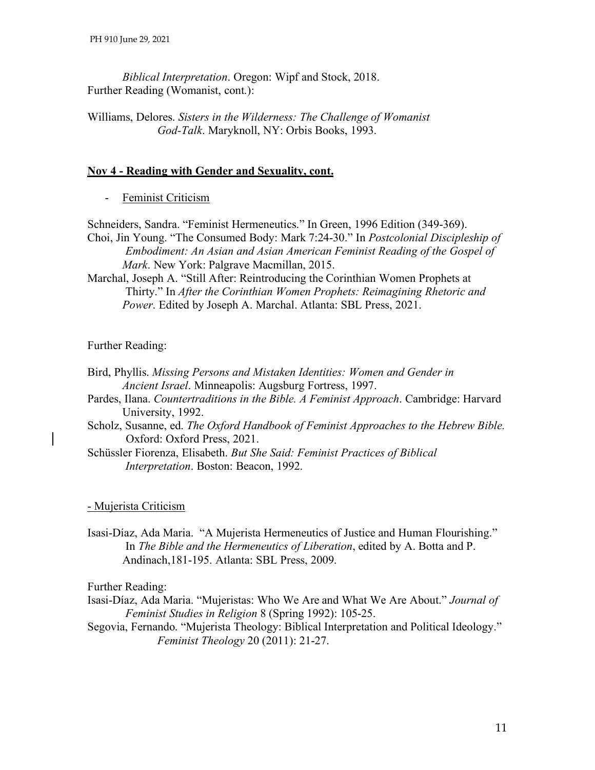*Biblical Interpretation*. Oregon: Wipf and Stock, 2018.

Further Reading (Womanist, cont.):

Williams, Delores. *Sisters in the Wilderness: The Challenge of Womanist God-Talk*. Maryknoll, NY: Orbis Books, 1993.

## Nov 4 - Reading with Gender and Sexuality, cont.

- Feminist Criticism

Schneiders, Sandra. "Feminist Hermeneutics." In Green, 1996 Edition (349-369).

Choi, Jin Young. "The Consumed Body: Mark 7:24-30." In *Postcolonial Discipleship of Embodiment: An Asian and Asian American Feminist Reading of the Gospel of Mark*. New York: Palgrave Macmillan, 2015.

Marchal, Joseph A. "Still After: Reintroducing the Corinthian Women Prophets at Thirty." In *After the Corinthian Women Prophets: Reimagining Rhetoric and Power*. Edited by Joseph A. Marchal. Atlanta: SBL Press, 2021.

Further Reading:

Bird, Phyllis. *Missing Persons and Mistaken Identities: Women and Gender in Ancient Israel*. Minneapolis: Augsburg Fortress, 1997.

Pardes, Ilana. *Countertraditions in the Bible. A Feminist Approach*. Cambridge: Harvard University, 1992.

Scholz, Susanne, ed. *The Oxford Handbook of Feminist Approaches to the Hebrew Bible.* Oxford: Oxford Press, 2021.

Schüssler Fiorenza, Elisabeth. *But She Said: Feminist Practices of Biblical Interpretation*. Boston: Beacon, 1992.

- Mujerista Criticism

Isasi-Díaz, Ada Maria. "A Mujerista Hermeneutics of Justice and Human Flourishing." In *The Bible and the Hermeneutics of Liberation*, edited by A. Botta and P. Andinach,181-195. Atlanta: SBL Press, 2009.

Further Reading:

Isasi-Díaz, Ada Maria. "Mujeristas: Who We Are and What We Are About." *Journal of Feminist Studies in Religion* 8 (Spring 1992): 105-25.

Segovia, Fernando. "Mujerista Theology: Biblical Interpretation and Political Ideology." *Feminist Theology* 20 (2011): 21-27.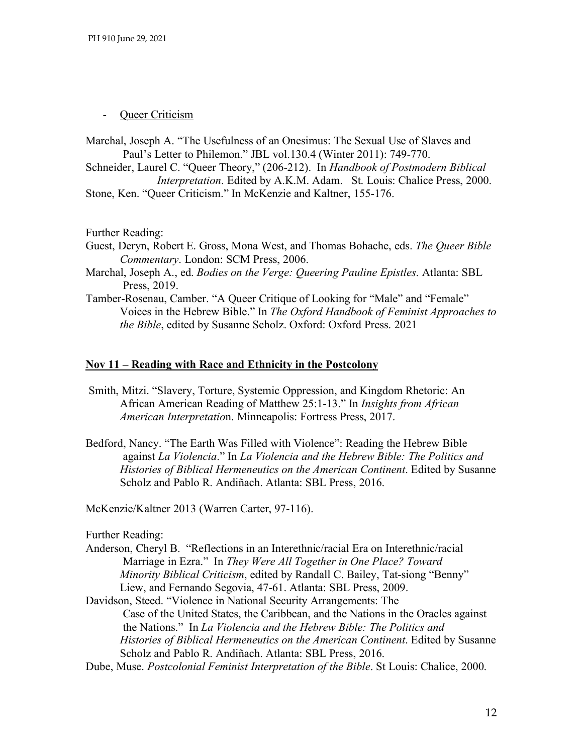- Queer Criticism

Marchal, Joseph A. "The Usefulness of an Onesimus: The Sexual Use of Slaves and Paul's Letter to Philemon." JBL vol.130.4 (Winter 2011): 749-770.

Schneider, Laurel C. "Queer Theory," (206-212). In *Handbook of Postmodern Biblical Interpretation*. Edited by A.K.M. Adam. St. Louis: Chalice Press, 2000.

Stone, Ken. "Queer Criticism." In McKenzie and Kaltner, 155-176.

Further Reading:

Guest, Deryn, Robert E. Gross, Mona West, and Thomas Bohache, eds. *The Queer Bible Commentary*. London: SCM Press, 2006.

Marchal, Joseph A., ed. *Bodies on the Verge: Queering Pauline Epistles*. Atlanta: SBL Press, 2019.

Tamber-Rosenau, Camber. "A Queer Critique of Looking for "Male" and "Female" Voices in the Hebrew Bible." In *The Oxford Handbook of Feminist Approaches to the Bible*, edited by Susanne Scholz. Oxford: Oxford Press. 2021

## Nov 11 – Reading with Race and Ethnicity in the Postcolony

Smith, Mitzi. "Slavery, Torture, Systemic Oppression, and Kingdom Rhetoric: An African American Reading of Matthew 25:1-13." In *Insights from African American Interpretation*. Minneapolis: Fortress Press, 2017.

Bedford, Nancy. "The Earth Was Filled with Violence": Reading the Hebrew Bible against *La Violencia*." In *La Violencia and the Hebrew Bible: The Politics and Histories of Biblical Hermeneutics on the American Continent*. Edited by Susanne Scholz and Pablo R. Andiñach. Atlanta: SBL Press, 2016.

McKenzie/Kaltner 2013 (Warren Carter, 97-116).

Further Reading:

Anderson, Cheryl B. "Reflections in an Interethnic/racial Era on Interethnic/racial Marriage in Ezra." In *They Were All Together in One Place? Toward Minority Biblical Criticism*, edited by Randall C. Bailey, Tat-siong "Benny" Liew, and Fernando Segovia, 47-61. Atlanta: SBL Press, 2009.

Davidson, Steed. "Violence in National Security Arrangements: The Case of the United States, the Caribbean, and the Nations in the Oracles against the Nations." In *La Violencia and the Hebrew Bible: The Politics and Histories of Biblical Hermeneutics on the American Continent*. Edited by Susanne Scholz and Pablo R. Andiñach. Atlanta: SBL Press, 2016.

Dube, Muse. *Postcolonial Feminist Interpretation of the Bible*. St Louis: Chalice, 2000.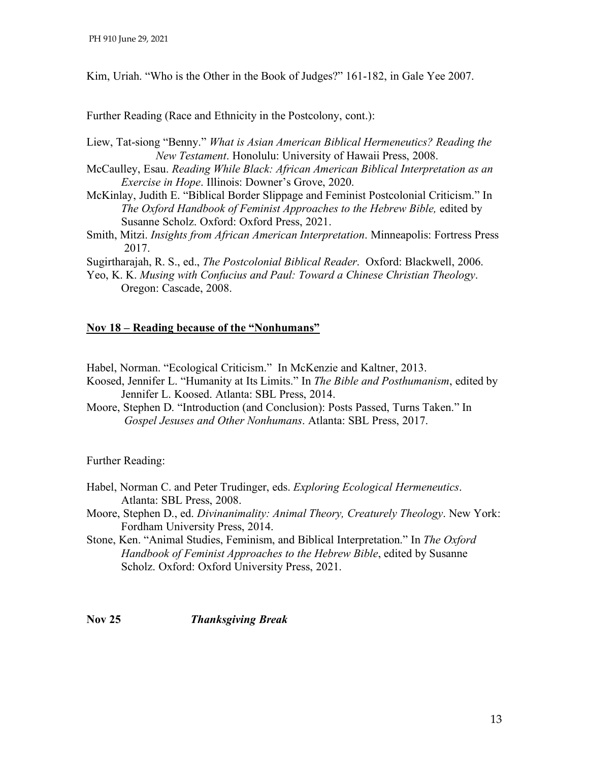Kim, Uriah. "Who is the Other in the Book of Judges?" 161-182, in Gale Yee 2007.

Further Reading (Race and Ethnicity in the Postcolony, cont.):

Liew, Tat-siong "Benny." *What is Asian American Biblical Hermeneutics? Reading the New Testament*. Honolulu: University of Hawaii Press, 2008.

McCaulley, Esau. *Reading While Black: African American Biblical Interpretation as an Exercise in Hope*. Illinois: Downer's Grove, 2020.

McKinlay, Judith E. "Biblical Border Slippage and Feminist Postcolonial Criticism." In *The Oxford Handbook of Feminist Approaches to the Hebrew Bible,* edited by Susanne Scholz. Oxford: Oxford Press, 2021.

Smith, Mitzi. *Insights from African American Interpretation*. Minneapolis: Fortress Press 2017.

Sugirtharajah, R. S., ed., *The Postcolonial Biblical Reader*. Oxford: Blackwell, 2006.

Yeo, K. K. *Musing with Confucius and Paul: Toward a Chinese Christian Theology*. Oregon: Cascade, 2008.

**Nov 18 – Reading because of the "Nonhumans"**

Habel, Norman. "Ecological Criticism." In McKenzie and Kaltner, 2013.

Koosed, Jennifer L. "Humanity at Its Limits." In *The Bible and Posthumanism*, edited by Jennifer L. Koosed. Atlanta: SBL Press, 2014.

Moore, Stephen D. "Introduction (and Conclusion): Posts Passed, Turns Taken." In *Gospel Jesuses and Other Nonhumans*. Atlanta: SBL Press, 2017.

Further Reading:

Habel, Norman C. and Peter Trudinger, eds. *Exploring Ecological Hermeneutics*. Atlanta: SBL Press, 2008.

Moore, Stephen D., ed. *Divinanimality: Animal Theory, Creaturely Theology*. New York: Fordham University Press, 2014.

Stone, Ken. "Animal Studies, Feminism, and Biblical Interpretation." In *The Oxford Handbook of Feminist Approaches to the Hebrew Bible*, edited by Susanne Scholz. Oxford: Oxford University Press, 2021.

**Nov 25** ***Thanksgiving Break***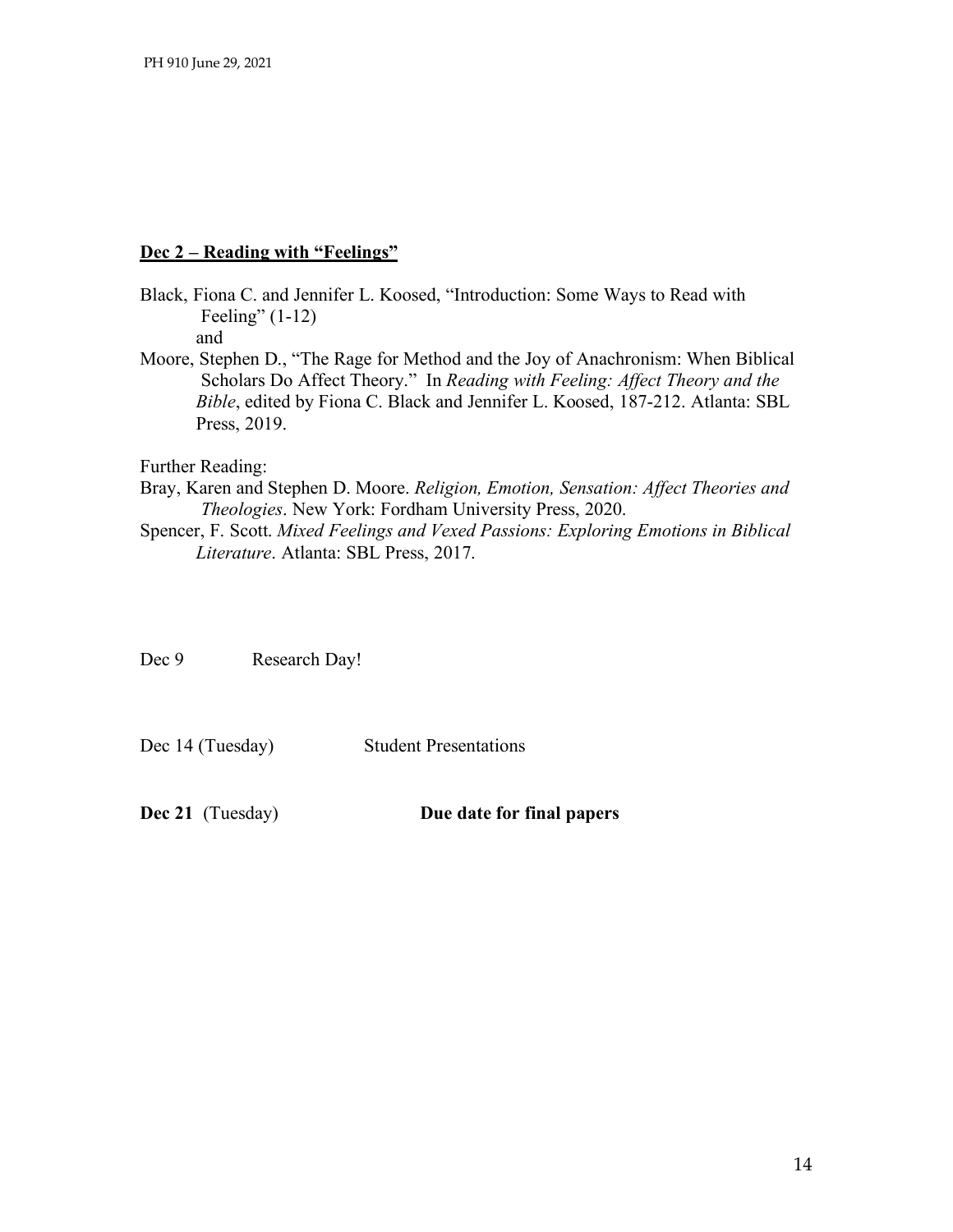**<u>Dec 2 – Reading with "Feelings"</u>**

Black, Fiona C. and Jennifer L. Koosed, "Introduction: Some Ways to Read with Feeling" (1-12)
and
Moore, Stephen D., "The Rage for Method and the Joy of Anachronism: When Biblical Scholars Do Affect Theory." In *Reading with Feeling: Affect Theory and the Bible*, edited by Fiona C. Black and Jennifer L. Koosed, 187-212. Atlanta: SBL Press, 2019.

Further Reading:
Bray, Karen and Stephen D. Moore. *Religion, Emotion, Sensation: Affect Theories and Theologies*. New York: Fordham University Press, 2020.
Spencer, F. Scott. *Mixed Feelings and Vexed Passions: Exploring Emotions in Biblical Literature*. Atlanta: SBL Press, 2017.

Dec 9 Research Day!

Dec 14 (Tuesday) Student Presentations

**Dec 21** (Tuesday) **Due date for final papers**